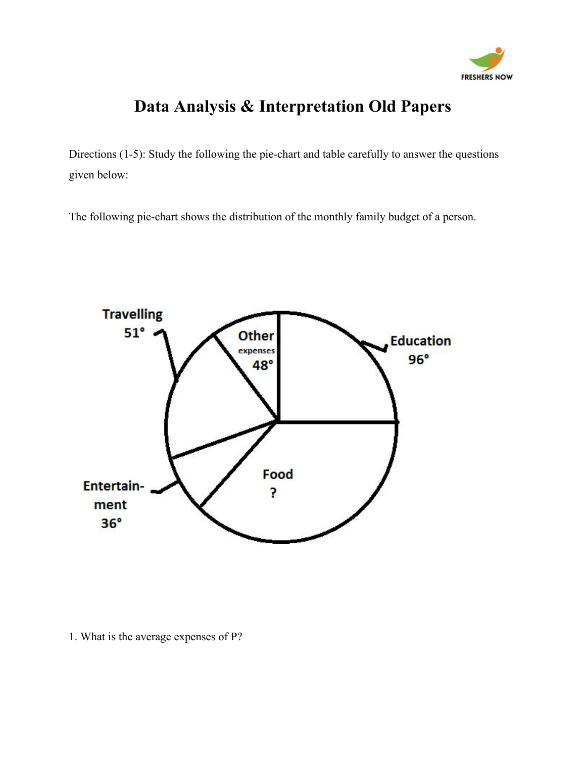# Data Analysis & Interpretation Old Papers

Directions (1-5): Study the following the pie-chart and table carefully to answer the questions given below:

The following pie-chart shows the distribution of the monthly family budget of a person.

Travelling 51°

Other expenses 48°

Education 96°

Entertainment 36°

Food ?

1. What is the average expenses of P?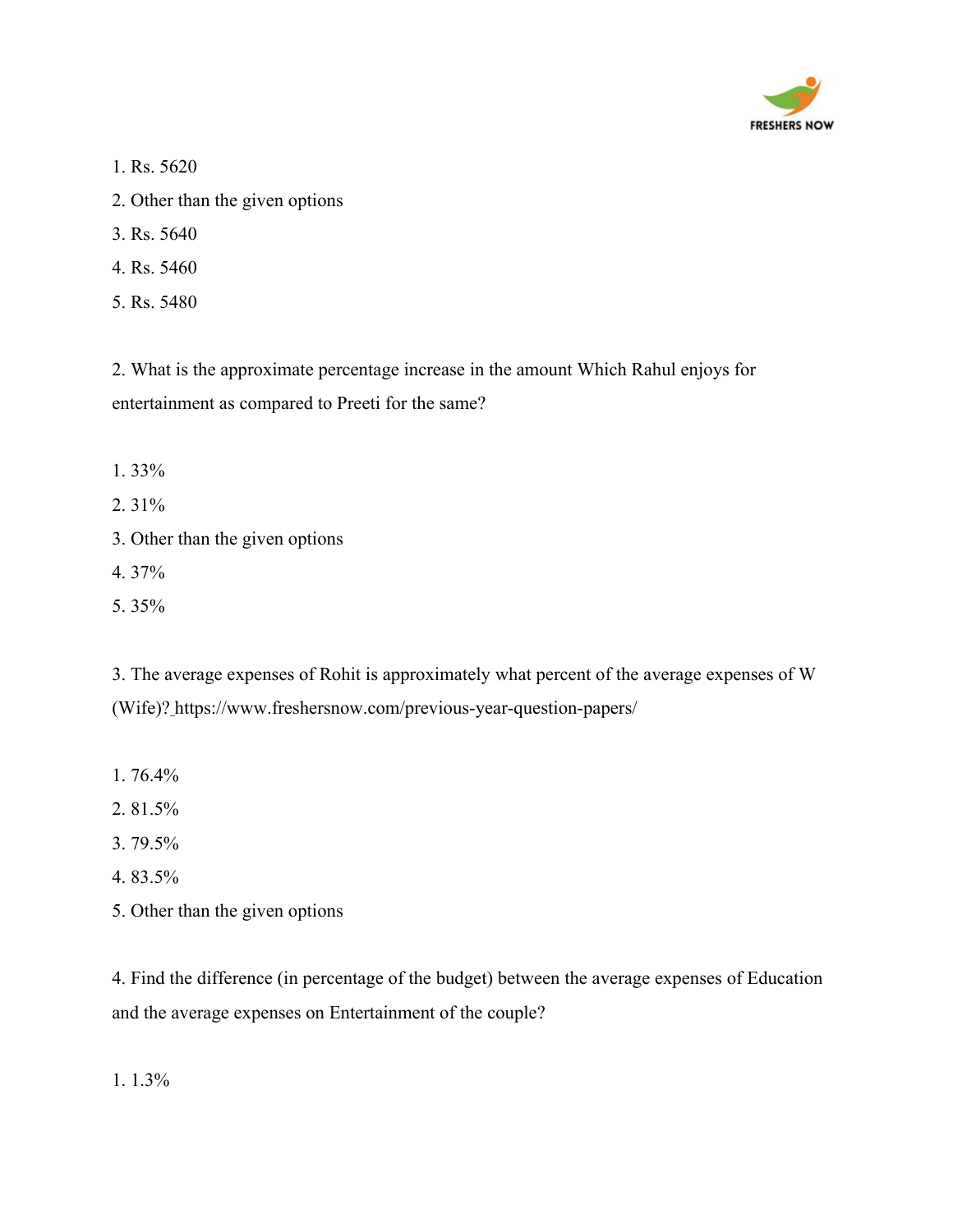1. Rs. 5620
2. Other than the given options
3. Rs. 5640
4. Rs. 5460
5. Rs. 5480

2. What is the approximate percentage increase in the amount Which Rahul enjoys for entertainment as compared to Preeti for the same?

1. 33%
2. 31%
3. Other than the given options
4. 37%
5. 35%

3. The average expenses of Rohit is approximately what percent of the average expenses of W (Wife)? https://www.freshersnow.com/previous-year-question-papers/

1. 76.4%
2. 81.5%
3. 79.5%
4. 83.5%
5. Other than the given options

4. Find the difference (in percentage of the budget) between the average expenses of Education and the average expenses on Entertainment of the couple?

1. 1.3%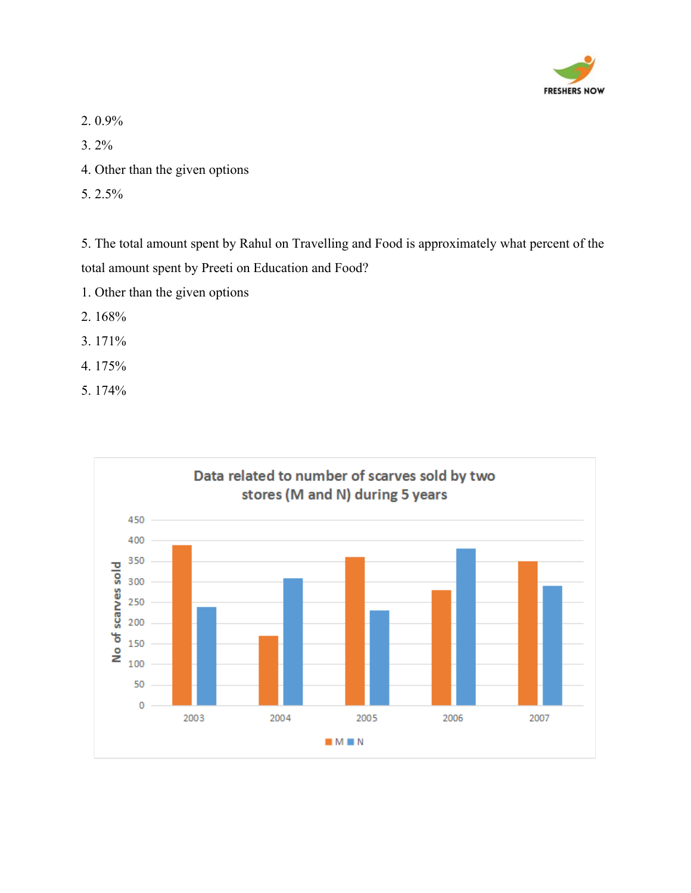2. 0.9%

3. 2%

4. Other than the given options

5. 2.5%

5. The total amount spent by Rahul on Travelling and Food is approximately what percent of the total amount spent by Preeti on Education and Food?

1. Other than the given options

2. 168%

3. 171%

4. 175%

5. 174%

**Data related to number of scarves sold by two stores (M and N) during 5 years**

| Year | M | N |
|---|---|---|
| 2003 | 390 | 240 |
| 2004 | 170 | 310 |
| 2005 | 360 | 230 |
| 2006 | 280 | 380 |
| 2007 | 350 | 290 |

Y-axis: No of scarves sold (0 to 450)

Legend: M, N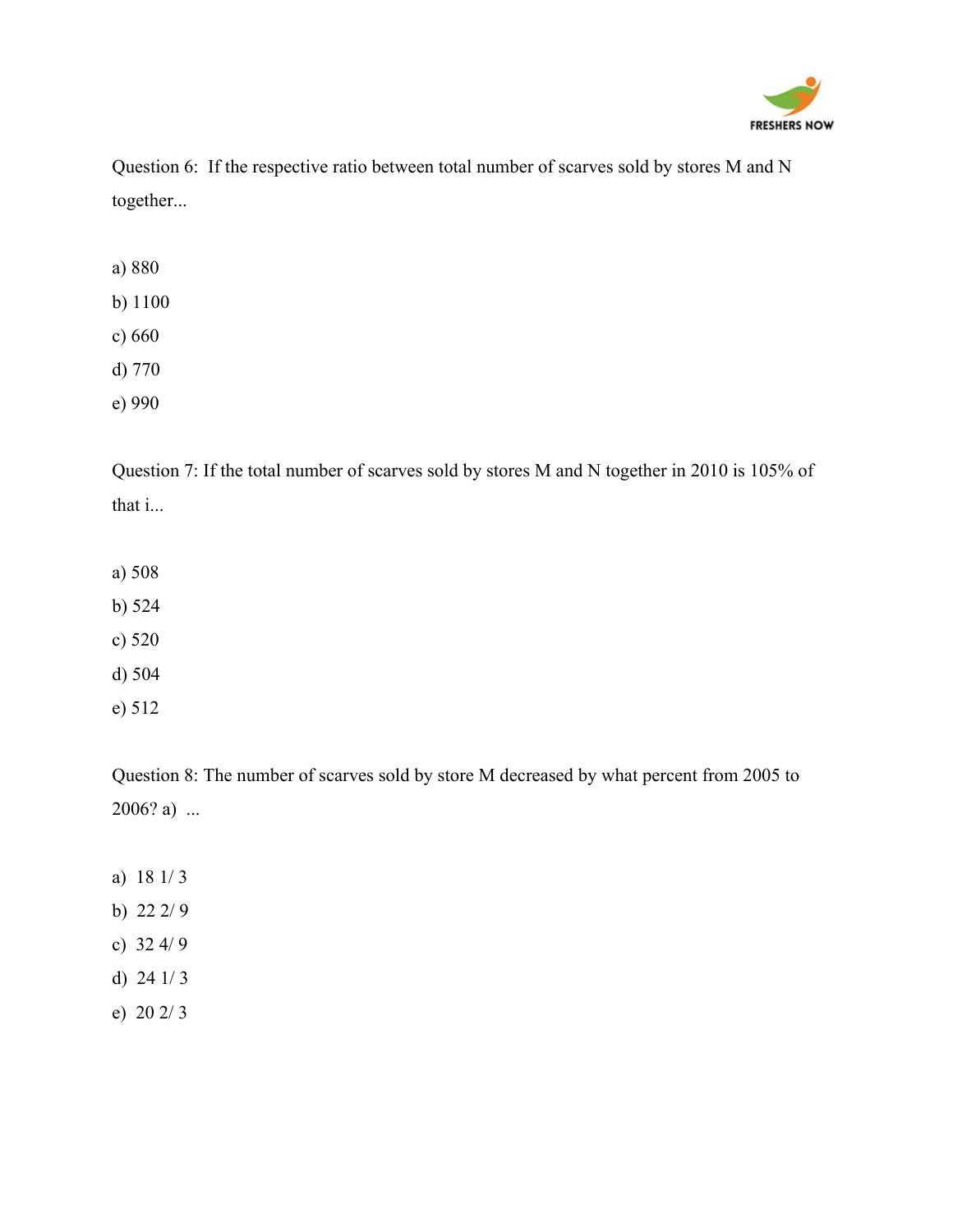Question 6: If the respective ratio between total number of scarves sold by stores M and N together...

a) 880

b) 1100

c) 660

d) 770

e) 990

Question 7: If the total number of scarves sold by stores M and N together in 2010 is 105% of that i...

a) 508

b) 524

c) 520

d) 504

e) 512

Question 8: The number of scarves sold by store M decreased by what percent from 2005 to 2006? a) ...

a) 18 1/ 3

b) 22 2/ 9

c) 32 4/ 9

d) 24 1/ 3

e) 20 2/ 3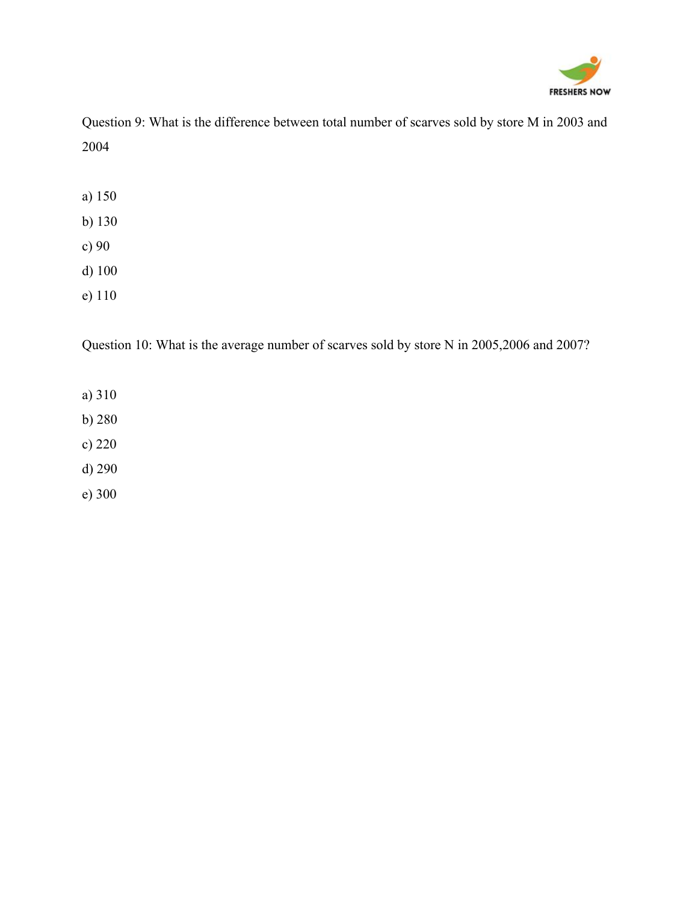Question 9: What is the difference between total number of scarves sold by store M in 2003 and 2004

a) 150

b) 130

c) 90

d) 100

e) 110

Question 10: What is the average number of scarves sold by store N in 2005,2006 and 2007?

a) 310

b) 280

c) 220

d) 290

e) 300